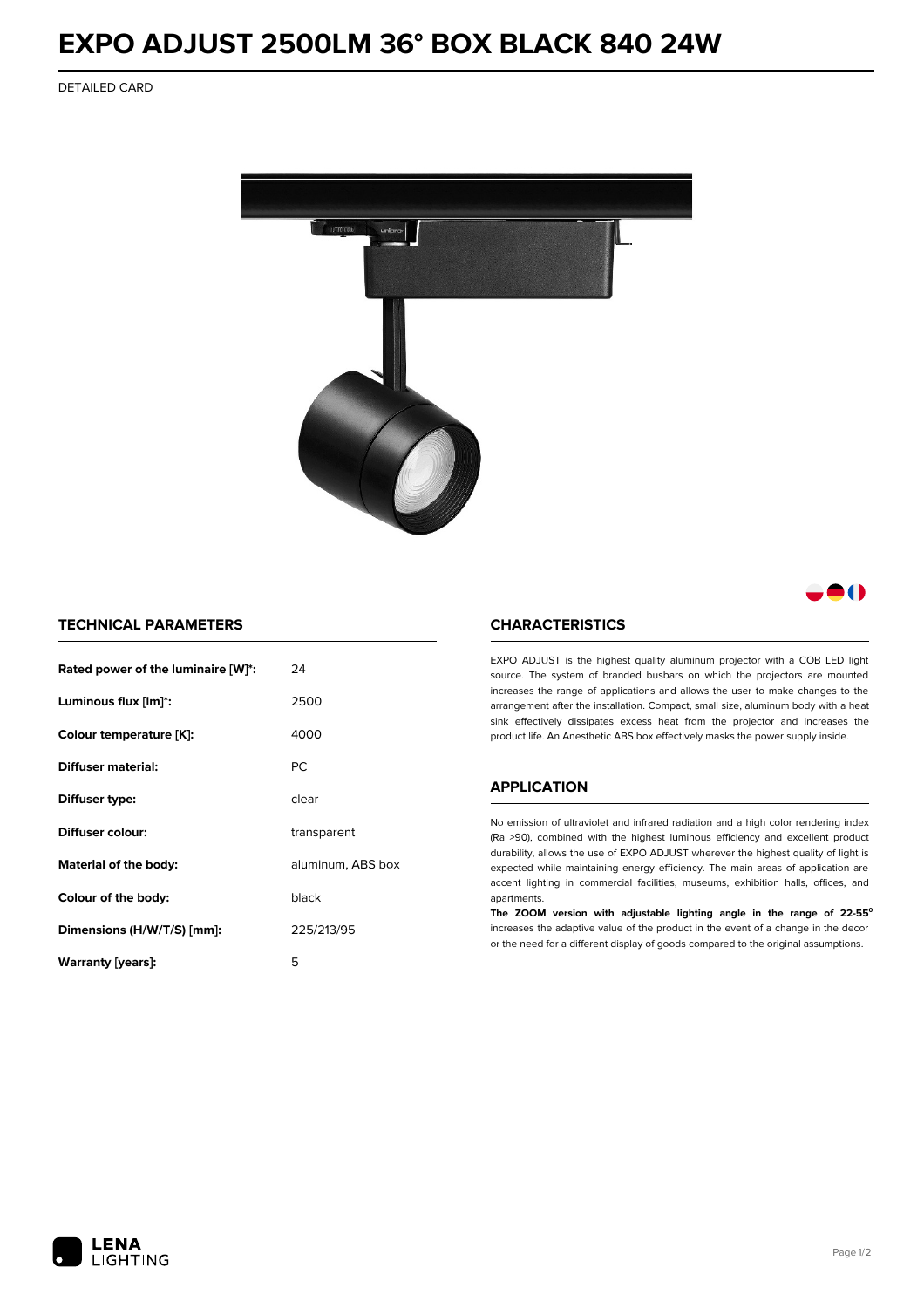# EXPO ADJUST 2500LM 36° BOX BLACK 840 24W

DETAILED CARD

## TECHNICAL PARAMETERS

| | |
|---|---|
| **Rated power of the luminaire [W]*:** | 24 |
| **Luminous flux [lm]*:** | 2500 |
| **Colour temperature [K]:** | 4000 |
| **Diffuser material:** | PC |
| **Diffuser type:** | clear |
| **Diffuser colour:** | transparent |
| **Material of the body:** | aluminum, ABS box |
| **Colour of the body:** | black |
| **Dimensions (H/W/T/S) [mm]:** | 225/213/95 |
| **Warranty [years]:** | 5 |

## CHARACTERISTICS

EXPO ADJUST is the highest quality aluminum projector with a COB LED light source. The system of branded busbars on which the projectors are mounted increases the range of applications and allows the user to make changes to the arrangement after the installation. Compact, small size, aluminum body with a heat sink effectively dissipates excess heat from the projector and increases the product life. An Anesthetic ABS box effectively masks the power supply inside.

## APPLICATION

No emission of ultraviolet and infrared radiation and a high color rendering index (Ra >90), combined with the highest luminous efficiency and excellent product durability, allows the use of EXPO ADJUST wherever the highest quality of light is expected while maintaining energy efficiency. The main areas of application are accent lighting in commercial facilities, museums, exhibition halls, offices, and apartments.

**The ZOOM version with adjustable lighting angle in the range of 22-55°** increases the adaptive value of the product in the event of a change in the decor or the need for a different display of goods compared to the original assumptions.

LENA LIGHTING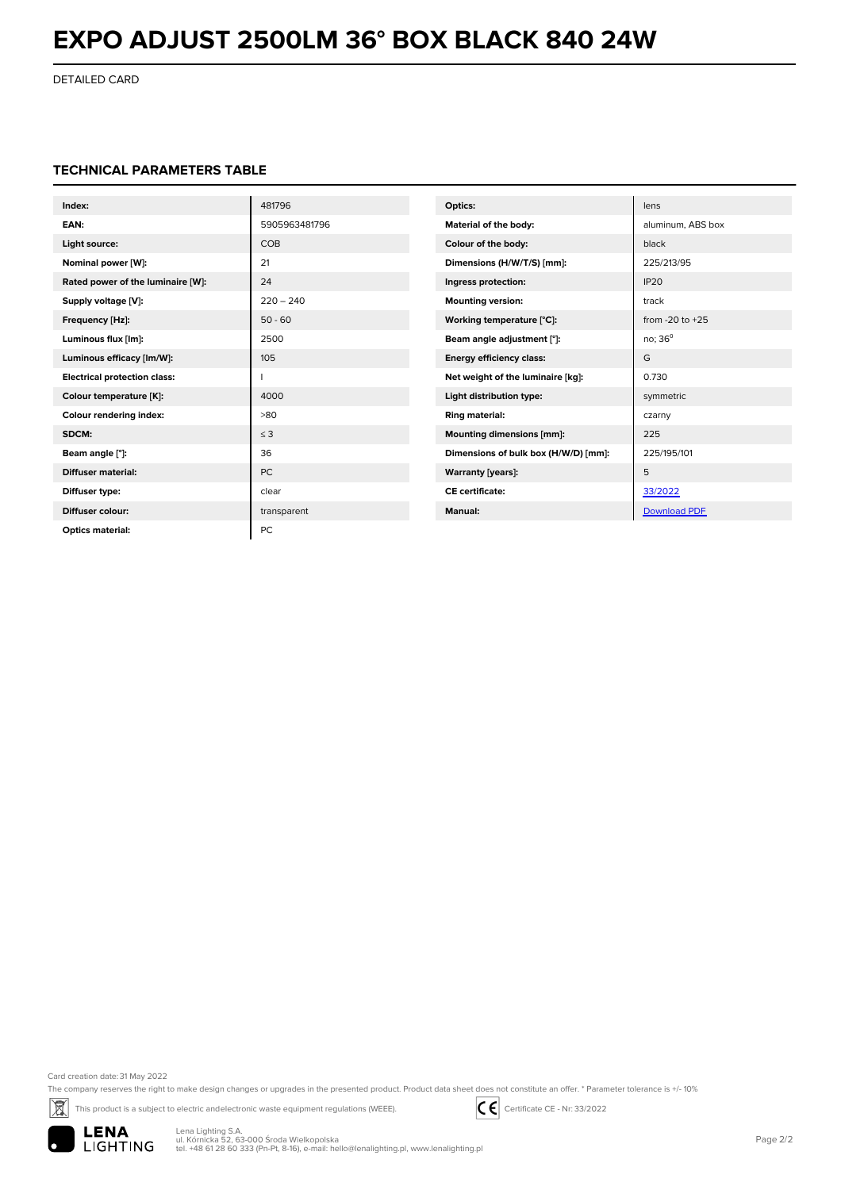# EXPO ADJUST 2500LM 36° BOX BLACK 840 24W

DETAILED CARD

### TECHNICAL PARAMETERS TABLE

| | |
|---|---|
| **Index:** | 481796 |
| **EAN:** | 5905963481796 |
| **Light source:** | COB |
| **Nominal power [W]:** | 21 |
| **Rated power of the luminaire [W]:** | 24 |
| **Supply voltage [V]:** | 220 – 240 |
| **Frequency [Hz]:** | 50 - 60 |
| **Luminous flux [lm]:** | 2500 |
| **Luminous efficacy [lm/W]:** | 105 |
| **Electrical protection class:** | I |
| **Colour temperature [K]:** | 4000 |
| **Colour rendering index:** | >80 |
| **SDCM:** | ≤ 3 |
| **Beam angle [°]:** | 36 |
| **Diffuser material:** | PC |
| **Diffuser type:** | clear |
| **Diffuser colour:** | transparent |
| **Optics material:** | PC |
| **Optics:** | lens |
| **Material of the body:** | aluminum, ABS box |
| **Colour of the body:** | black |
| **Dimensions (H/W/T/S) [mm]:** | 225/213/95 |
| **Ingress protection:** | IP20 |
| **Mounting version:** | track |
| **Working temperature [°C]:** | from -20 to +25 |
| **Beam angle adjustment [°]:** | no; 36° |
| **Energy efficiency class:** | G |
| **Net weight of the luminaire [kg]:** | 0.730 |
| **Light distribution type:** | symmetric |
| **Ring material:** | czarny |
| **Mounting dimensions [mm]:** | 225 |
| **Dimensions of bulk box (H/W/D) [mm]:** | 225/195/101 |
| **Warranty [years]:** | 5 |
| **CE certificate:** | 33/2022 |
| **Manual:** | Download PDF |

Card creation date: 31 May 2022

The company reserves the right to make design changes or upgrades in the presented product. Product data sheet does not constitute an offer. * Parameter tolerance is +/- 10%

This product is a subject to electric andelectronic waste equipment regulations (WEEE).

Certificate CE - Nr: 33/2022

Lena Lighting S.A.
ul. Kórnicka 52, 63-000 Środa Wielkopolska
tel. +48 61 28 60 333 (Pn-Pt, 8-16), e-mail: hello@lenalighting.pl, www.lenalighting.pl